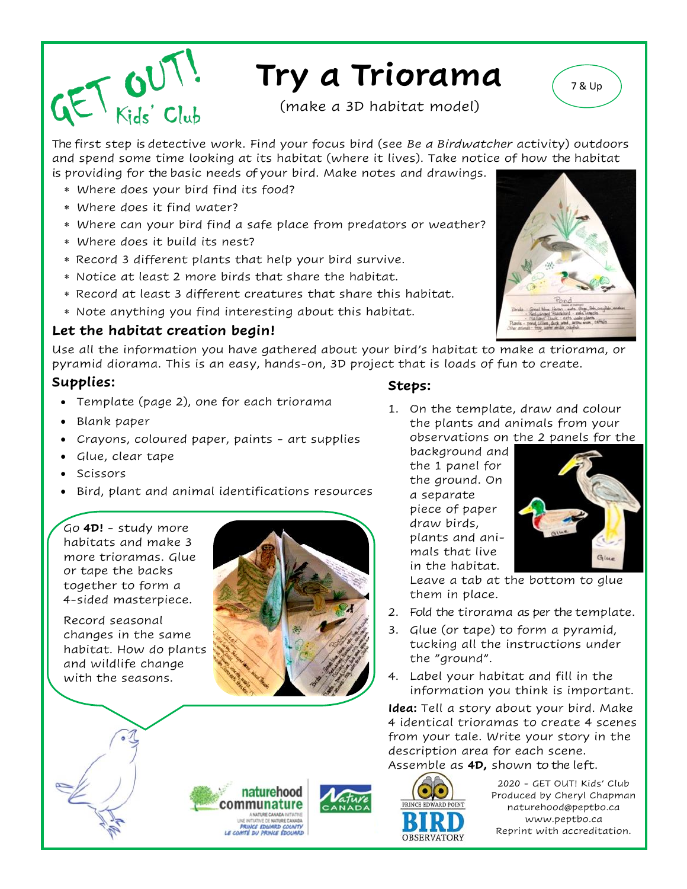GET OUT! Kids' Club

# Try a Triorama

(make a 3D habitat model)

7 & Up

The first step is detective work. Find your focus bird (see *Be a Birdwatcher* activity) outdoors and spend some time looking at its habitat (where it lives). Take notice of how the habitat is providing for the basic needs of your bird. Make notes and drawings.

* Where does your bird find its food?
* Where does it find water?
* Where can your bird find a safe place from predators or weather?
* Where does it build its nest?
* Record 3 different plants that help your bird survive.
* Notice at least 2 more birds that share the habitat.
* Record at least 3 different creatures that share this habitat.
* Note anything you find interesting about this habitat.

## Let the habitat creation begin!

Use all the information you have gathered about your bird's habitat to make a triorama, or pyramid diorama. This is an easy, hands-on, 3D project that is loads of fun to create.

### Supplies:

- Template (page 2), one for each triorama
- Blank paper
- Crayons, coloured paper, paints - art supplies
- Glue, clear tape
- Scissors
- Bird, plant and animal identifications resources

Go **4D!** - study more habitats and make 3 more trioramas. Glue or tape the backs together to form a 4-sided masterpiece.

Record seasonal changes in the same habitat. How do plants and wildlife change with the seasons.

### Steps:

1. On the template, draw and colour the plants and animals from your observations on the 2 panels for the background and the 1 panel for the ground. On a separate piece of paper draw birds, plants and animals that live in the habitat. Leave a tab at the bottom to glue them in place.
2. Fold the tirorama as per the template.
3. Glue (or tape) to form a pyramid, tucking all the instructions under the "ground".
4. Label your habitat and fill in the information you think is important.

**Idea:** Tell a story about your bird. Make 4 identical trioramas to create 4 scenes from your tale. Write your story in the description area for each scene. Assemble as **4D,** shown to the left.

2020 - GET OUT! Kids' Club
Produced by Cheryl Chapman
naturehood@peptbo.ca
www.peptbo.ca
Reprint with accreditation.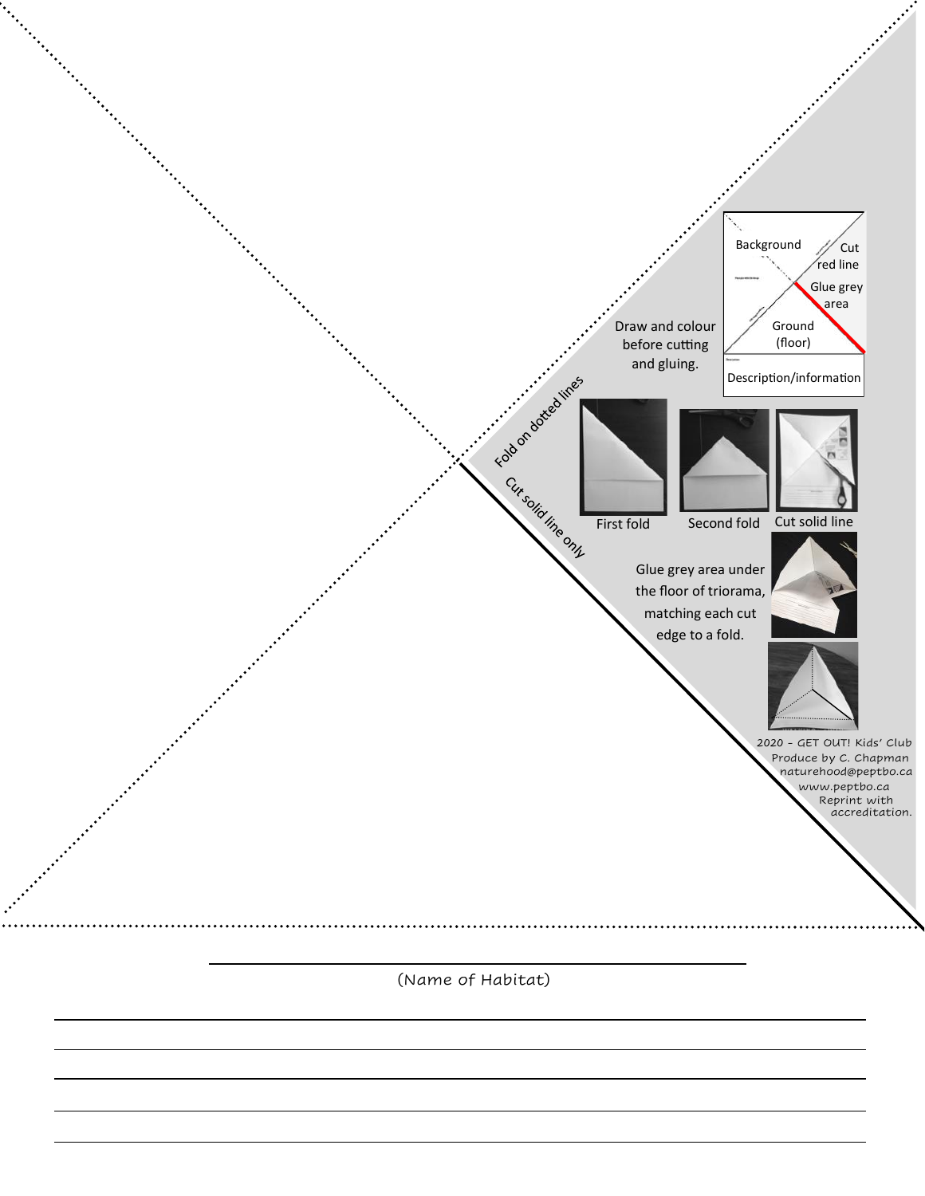Fold on dotted lines

Cut solid line only

Draw and colour before cutting and gluing.

Background

Cut red line

Glue grey area

Ground (floor)

Description/information

First fold

Second fold

Cut solid line

Glue grey area under the floor of triorama, matching each cut edge to a fold.

2020 - GET OUT! Kids' Club
Produce by C. Chapman
naturehood@peptbo.ca
www.peptbo.ca
Reprint with accreditation.

______________________________

(Name of Habitat)

______________________________

______________________________

______________________________

______________________________

______________________________